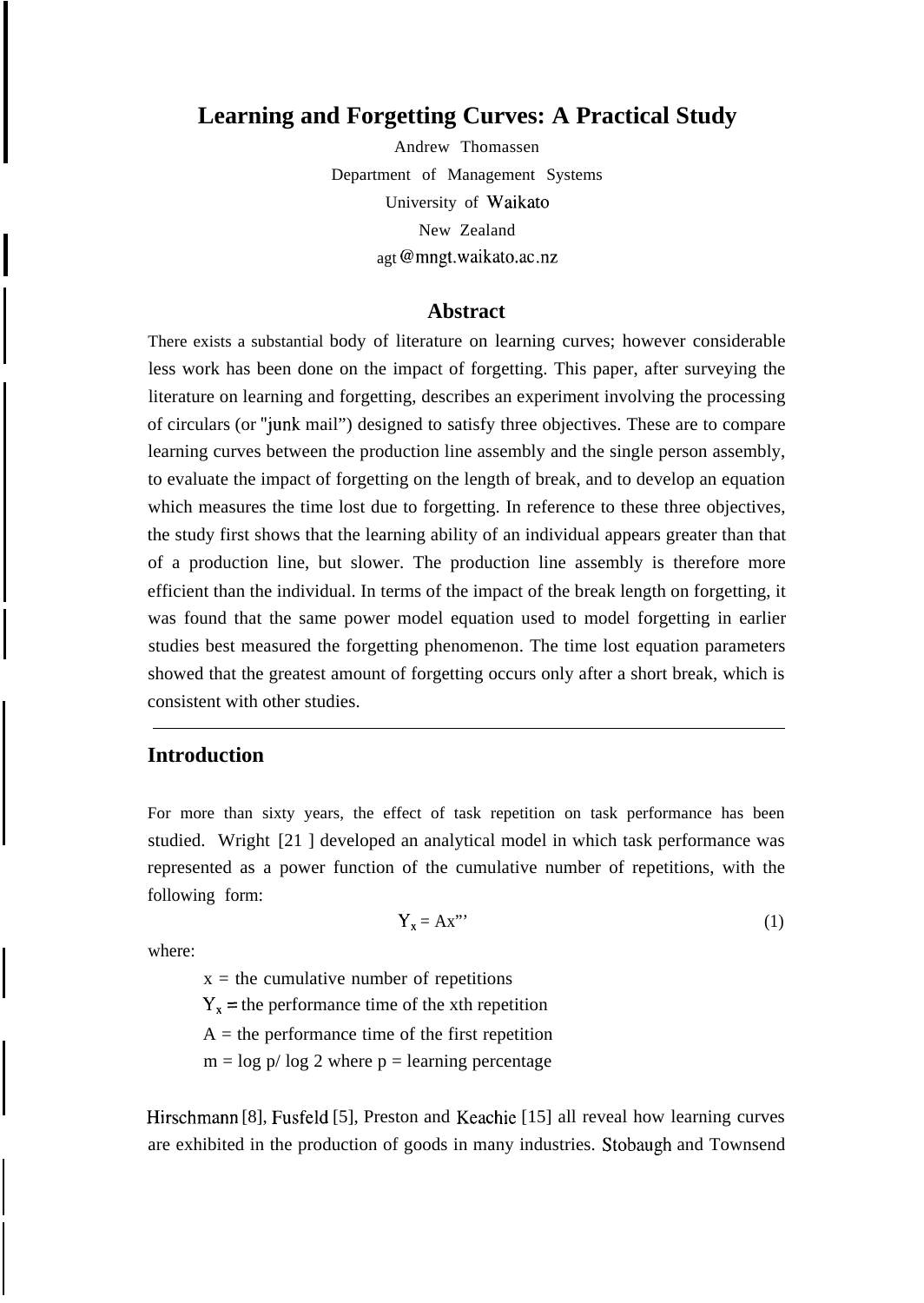# Learning and Forgetting Curves: A Practical Study

Andrew Thomassen

Department of Management Systems

University of Waikato

New Zealand

agt @mngt.waikato.ac.nz

## Abstract

There exists a substantial body of literature on learning curves; however considerable less work has been done on the impact of forgetting. This paper, after surveying the literature on learning and forgetting, describes an experiment involving the processing of circulars (or "junk mail") designed to satisfy three objectives. These are to compare learning curves between the production line assembly and the single person assembly, to evaluate the impact of forgetting on the length of break, and to develop an equation which measures the time lost due to forgetting. In reference to these three objectives, the study first shows that the learning ability of an individual appears greater than that of a production line, but slower. The production line assembly is therefore more efficient than the individual. In terms of the impact of the break length on forgetting, it was found that the same power model equation used to model forgetting in earlier studies best measured the forgetting phenomenon. The time lost equation parameters showed that the greatest amount of forgetting occurs only after a short break, which is consistent with other studies.

---

## Introduction

For more than sixty years, the effect of task repetition on task performance has been studied. Wright [21 ] developed an analytical model in which task performance was represented as a power function of the cumulative number of repetitions, with the following form:

$$Y_x = Ax^m \quad (1)$$

where:

- x = the cumulative number of repetitions
- $Y_x$ = the performance time of the xth repetition
- A = the performance time of the first repetition
- m = log p/ log 2 where p = learning percentage

Hirschmann [8], Fusfeld [5], Preston and Keachie [15] all reveal how learning curves are exhibited in the production of goods in many industries. Stobaugh and Townsend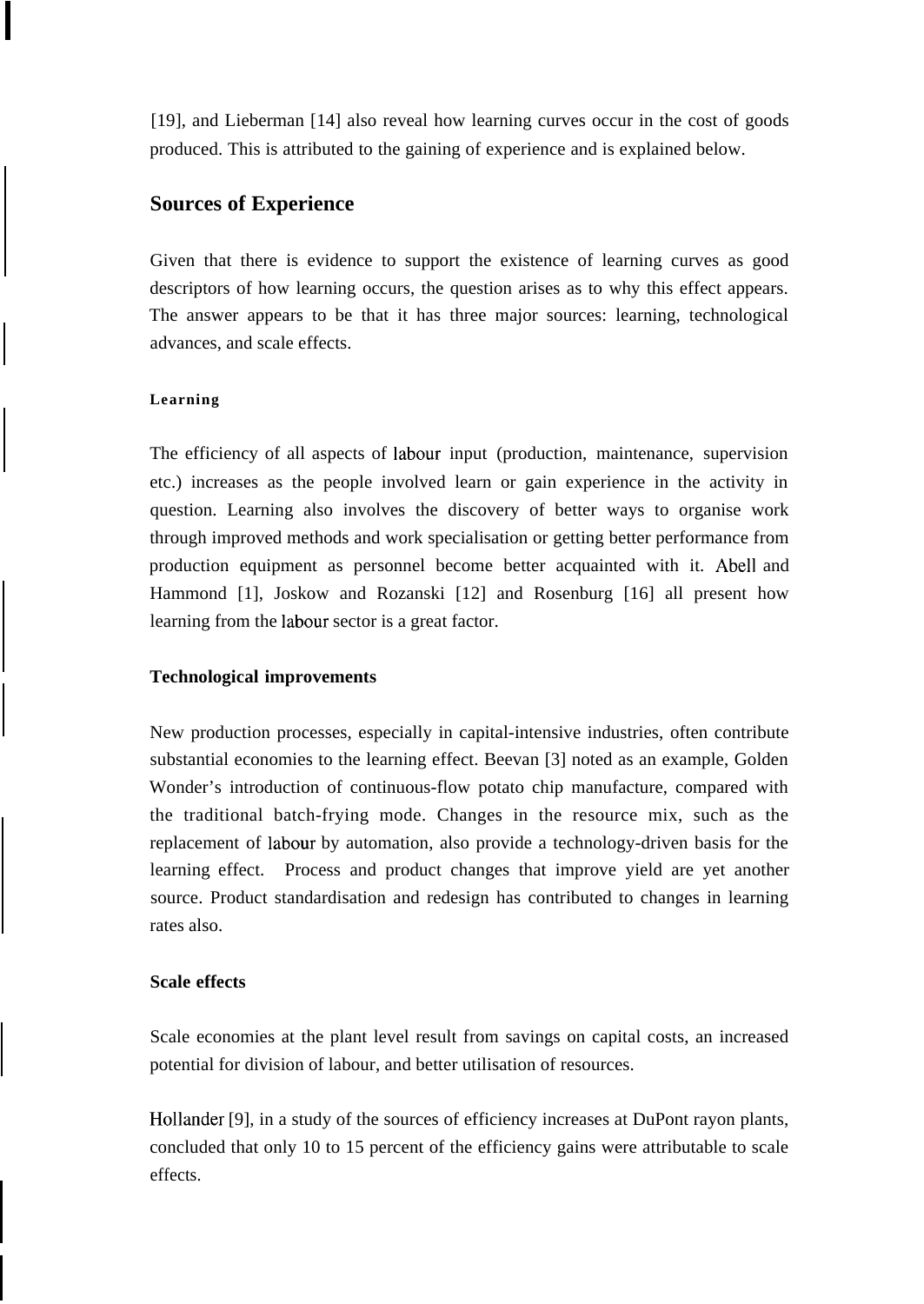[19], and Lieberman [14] also reveal how learning curves occur in the cost of goods produced. This is attributed to the gaining of experience and is explained below.

## Sources of Experience

Given that there is evidence to support the existence of learning curves as good descriptors of how learning occurs, the question arises as to why this effect appears. The answer appears to be that it has three major sources: learning, technological advances, and scale effects.

### Learning

The efficiency of all aspects of labour input (production, maintenance, supervision etc.) increases as the people involved learn or gain experience in the activity in question. Learning also involves the discovery of better ways to organise work through improved methods and work specialisation or getting better performance from production equipment as personnel become better acquainted with it. Abell and Hammond [1], Joskow and Rozanski [12] and Rosenburg [16] all present how learning from the labour sector is a great factor.

### Technological improvements

New production processes, especially in capital-intensive industries, often contribute substantial economies to the learning effect. Beevan [3] noted as an example, Golden Wonder's introduction of continuous-flow potato chip manufacture, compared with the traditional batch-frying mode. Changes in the resource mix, such as the replacement of labour by automation, also provide a technology-driven basis for the learning effect. Process and product changes that improve yield are yet another source. Product standardisation and redesign has contributed to changes in learning rates also.

### Scale effects

Scale economies at the plant level result from savings on capital costs, an increased potential for division of labour, and better utilisation of resources.

Hollander [9], in a study of the sources of efficiency increases at DuPont rayon plants, concluded that only 10 to 15 percent of the efficiency gains were attributable to scale effects.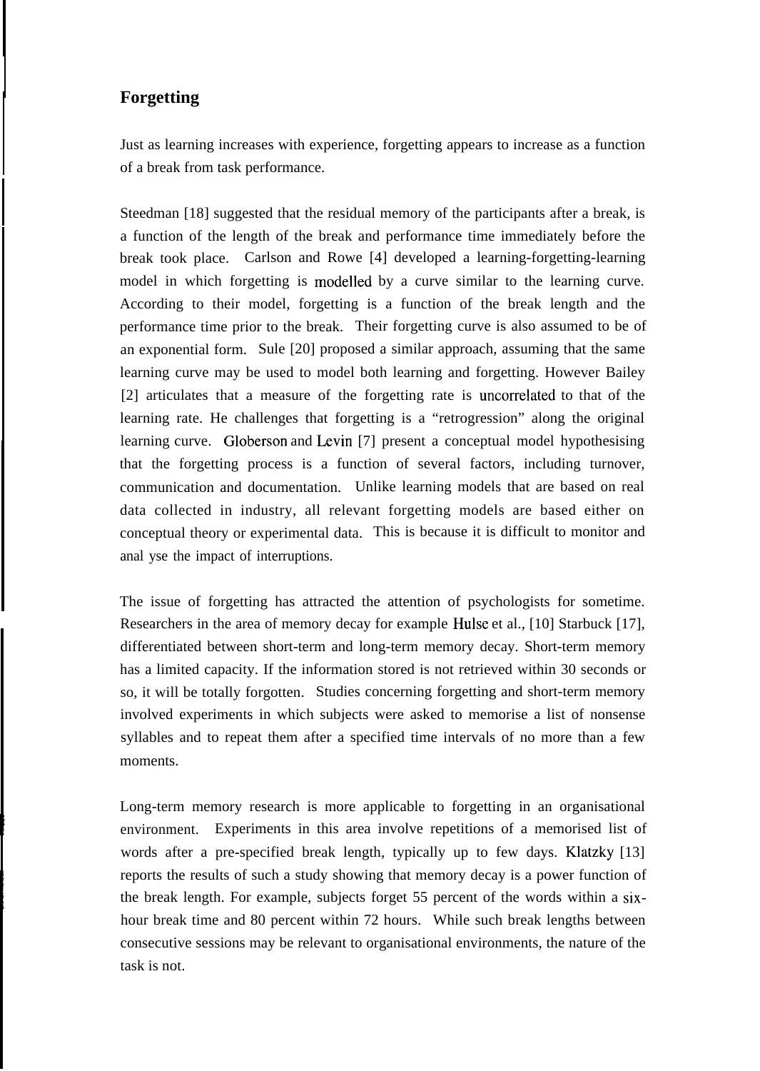## Forgetting

Just as learning increases with experience, forgetting appears to increase as a function of a break from task performance.

Steedman [18] suggested that the residual memory of the participants after a break, is a function of the length of the break and performance time immediately before the break took place. Carlson and Rowe [4] developed a learning-forgetting-learning model in which forgetting is modelled by a curve similar to the learning curve. According to their model, forgetting is a function of the break length and the performance time prior to the break. Their forgetting curve is also assumed to be of an exponential form. Sule [20] proposed a similar approach, assuming that the same learning curve may be used to model both learning and forgetting. However Bailey [2] articulates that a measure of the forgetting rate is uncorrelated to that of the learning rate. He challenges that forgetting is a "retrogression" along the original learning curve. Globerson and Levin [7] present a conceptual model hypothesising that the forgetting process is a function of several factors, including turnover, communication and documentation. Unlike learning models that are based on real data collected in industry, all relevant forgetting models are based either on conceptual theory or experimental data. This is because it is difficult to monitor and anal yse the impact of interruptions.

The issue of forgetting has attracted the attention of psychologists for sometime. Researchers in the area of memory decay for example Hulse et al., [10] Starbuck [17], differentiated between short-term and long-term memory decay. Short-term memory has a limited capacity. If the information stored is not retrieved within 30 seconds or so, it will be totally forgotten. Studies concerning forgetting and short-term memory involved experiments in which subjects were asked to memorise a list of nonsense syllables and to repeat them after a specified time intervals of no more than a few moments.

Long-term memory research is more applicable to forgetting in an organisational environment. Experiments in this area involve repetitions of a memorised list of words after a pre-specified break length, typically up to few days. Klatzky [13] reports the results of such a study showing that memory decay is a power function of the break length. For example, subjects forget 55 percent of the words within a six-hour break time and 80 percent within 72 hours. While such break lengths between consecutive sessions may be relevant to organisational environments, the nature of the task is not.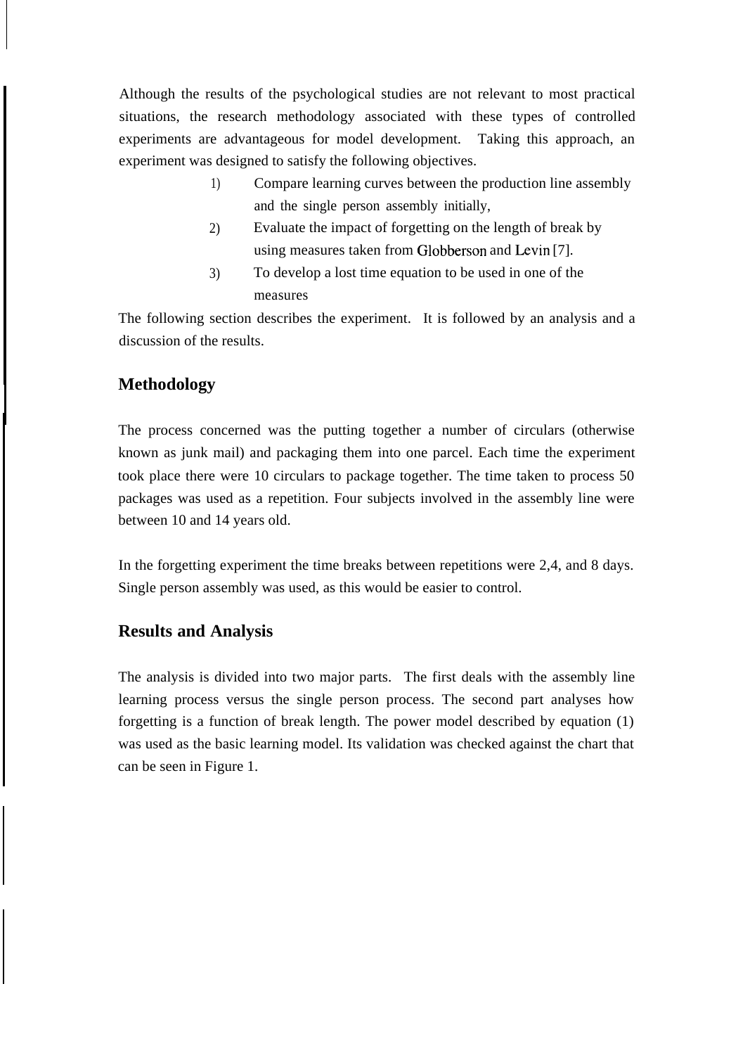Although the results of the psychological studies are not relevant to most practical situations, the research methodology associated with these types of controlled experiments are advantageous for model development. Taking this approach, an experiment was designed to satisfy the following objectives.

1) Compare learning curves between the production line assembly and the single person assembly initially,
2) Evaluate the impact of forgetting on the length of break by using measures taken from Globberson and Levin [7].
3) To develop a lost time equation to be used in one of the measures

The following section describes the experiment. It is followed by an analysis and a discussion of the results.

## Methodology

The process concerned was the putting together a number of circulars (otherwise known as junk mail) and packaging them into one parcel. Each time the experiment took place there were 10 circulars to package together. The time taken to process 50 packages was used as a repetition. Four subjects involved in the assembly line were between 10 and 14 years old.

In the forgetting experiment the time breaks between repetitions were 2,4, and 8 days. Single person assembly was used, as this would be easier to control.

## Results and Analysis

The analysis is divided into two major parts. The first deals with the assembly line learning process versus the single person process. The second part analyses how forgetting is a function of break length. The power model described by equation (1) was used as the basic learning model. Its validation was checked against the chart that can be seen in Figure 1.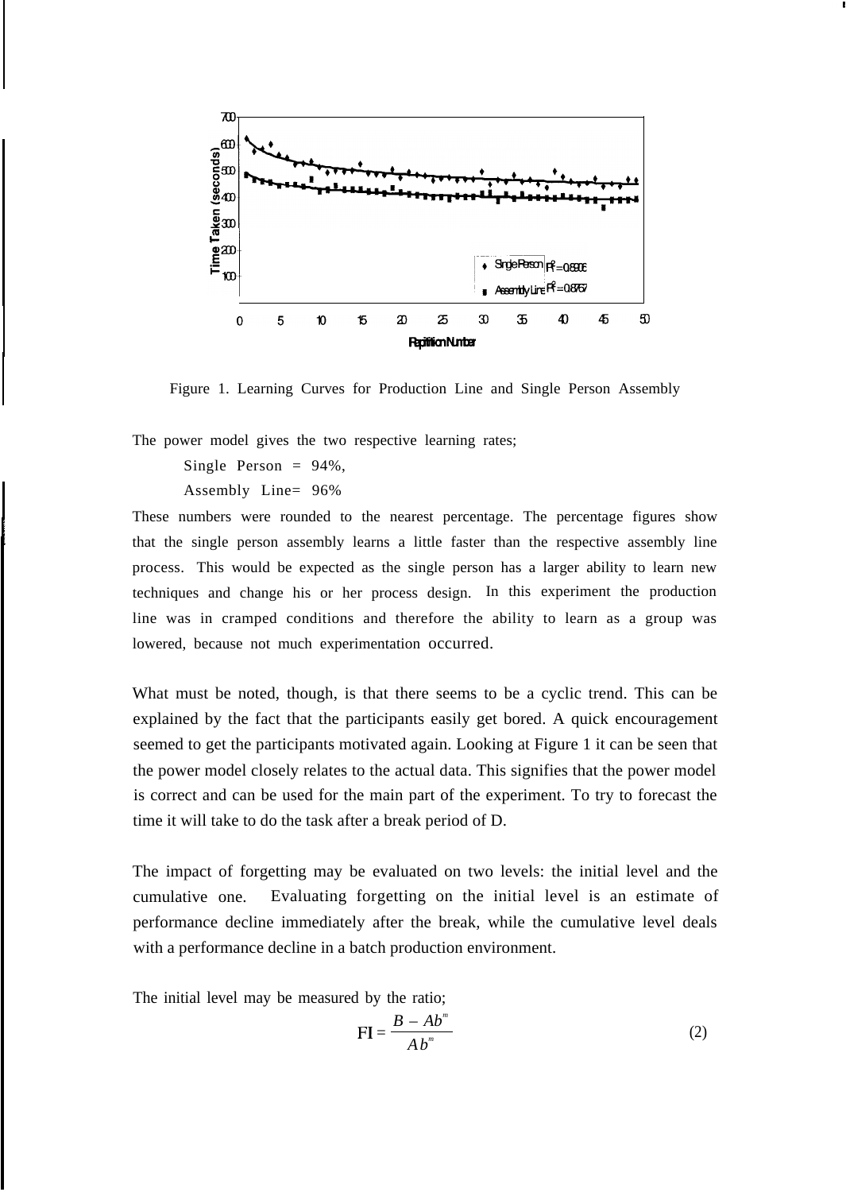Figure 1. Learning Curves for Production Line and Single Person Assembly

The power model gives the two respective learning rates;

Single Person = 94%,

Assembly Line= 96%

These numbers were rounded to the nearest percentage. The percentage figures show that the single person assembly learns a little faster than the respective assembly line process. This would be expected as the single person has a larger ability to learn new techniques and change his or her process design. In this experiment the production line was in cramped conditions and therefore the ability to learn as a group was lowered, because not much experimentation occurred.

What must be noted, though, is that there seems to be a cyclic trend. This can be explained by the fact that the participants easily get bored. A quick encouragement seemed to get the participants motivated again. Looking at Figure 1 it can be seen that the power model closely relates to the actual data. This signifies that the power model is correct and can be used for the main part of the experiment. To try to forecast the time it will take to do the task after a break period of D.

The impact of forgetting may be evaluated on two levels: the initial level and the cumulative one. Evaluating forgetting on the initial level is an estimate of performance decline immediately after the break, while the cumulative level deals with a performance decline in a batch production environment.

The initial level may be measured by the ratio;

$$\text{FI} = \frac{B - Ab^m}{Ab^m} \tag{2}$$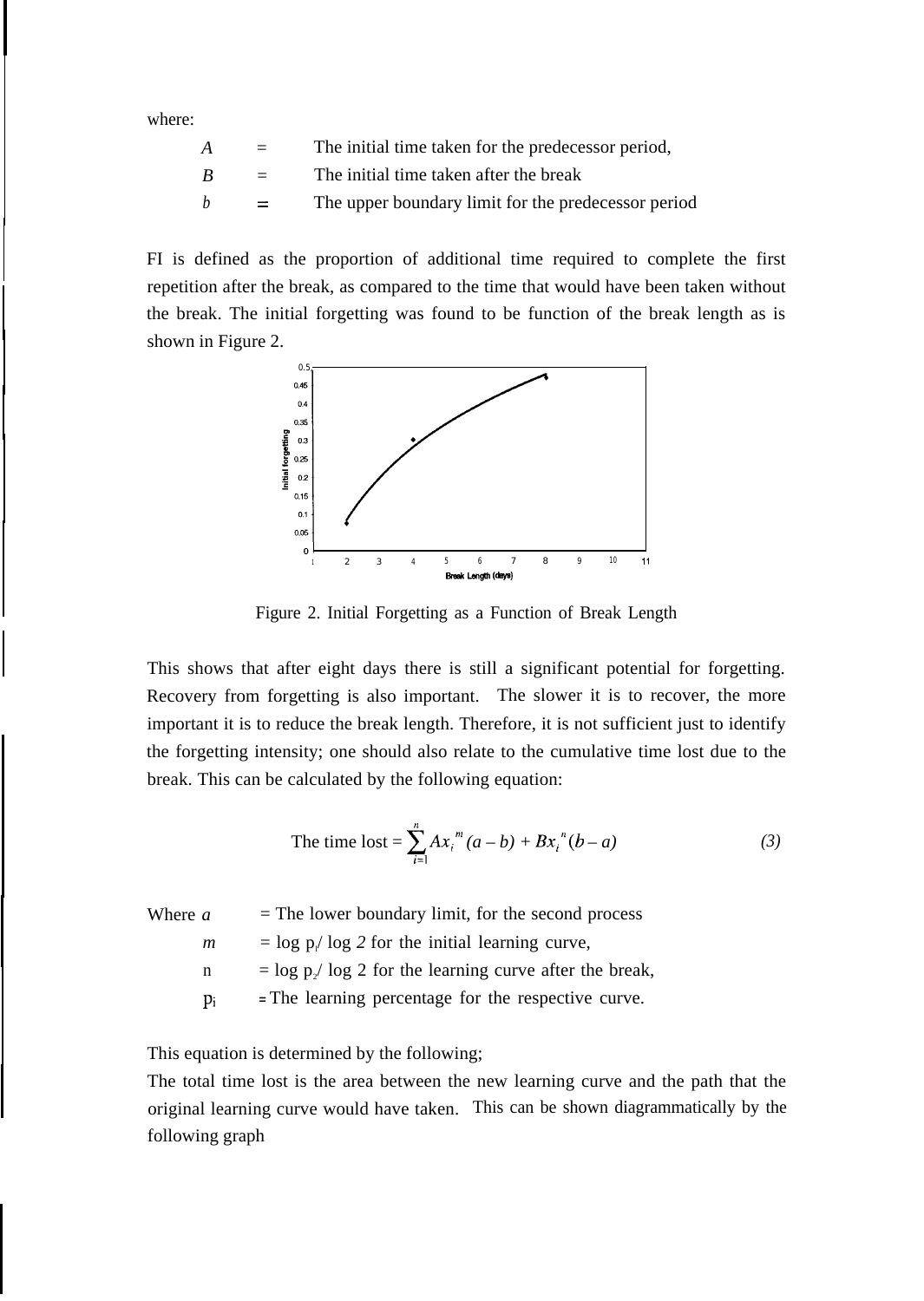where:

- $A$ = The initial time taken for the predecessor period,
- $B$ = The initial time taken after the break
- $b$ = The upper boundary limit for the predecessor period

FI is defined as the proportion of additional time required to complete the first repetition after the break, as compared to the time that would have been taken without the break. The initial forgetting was found to be function of the break length as is shown in Figure 2.

Figure 2. Initial Forgetting as a Function of Break Length

This shows that after eight days there is still a significant potential for forgetting. Recovery from forgetting is also important. The slower it is to recover, the more important it is to reduce the break length. Therefore, it is not sufficient just to identify the forgetting intensity; one should also relate to the cumulative time lost due to the break. This can be calculated by the following equation:

$$\text{The time lost} = \sum_{i=1}^{n} A x_i^{\,m} (a - b) + B x_i^{\,n} (b - a) \qquad (3)$$

Where
- $a$ = The lower boundary limit, for the second process
- $m$ = $\log p_1 / \log 2$ for the initial learning curve,
- $n$ = $\log p_2 / \log 2$ for the learning curve after the break,
- $p_i$ = The learning percentage for the respective curve.

This equation is determined by the following;

The total time lost is the area between the new learning curve and the path that the original learning curve would have taken. This can be shown diagrammatically by the following graph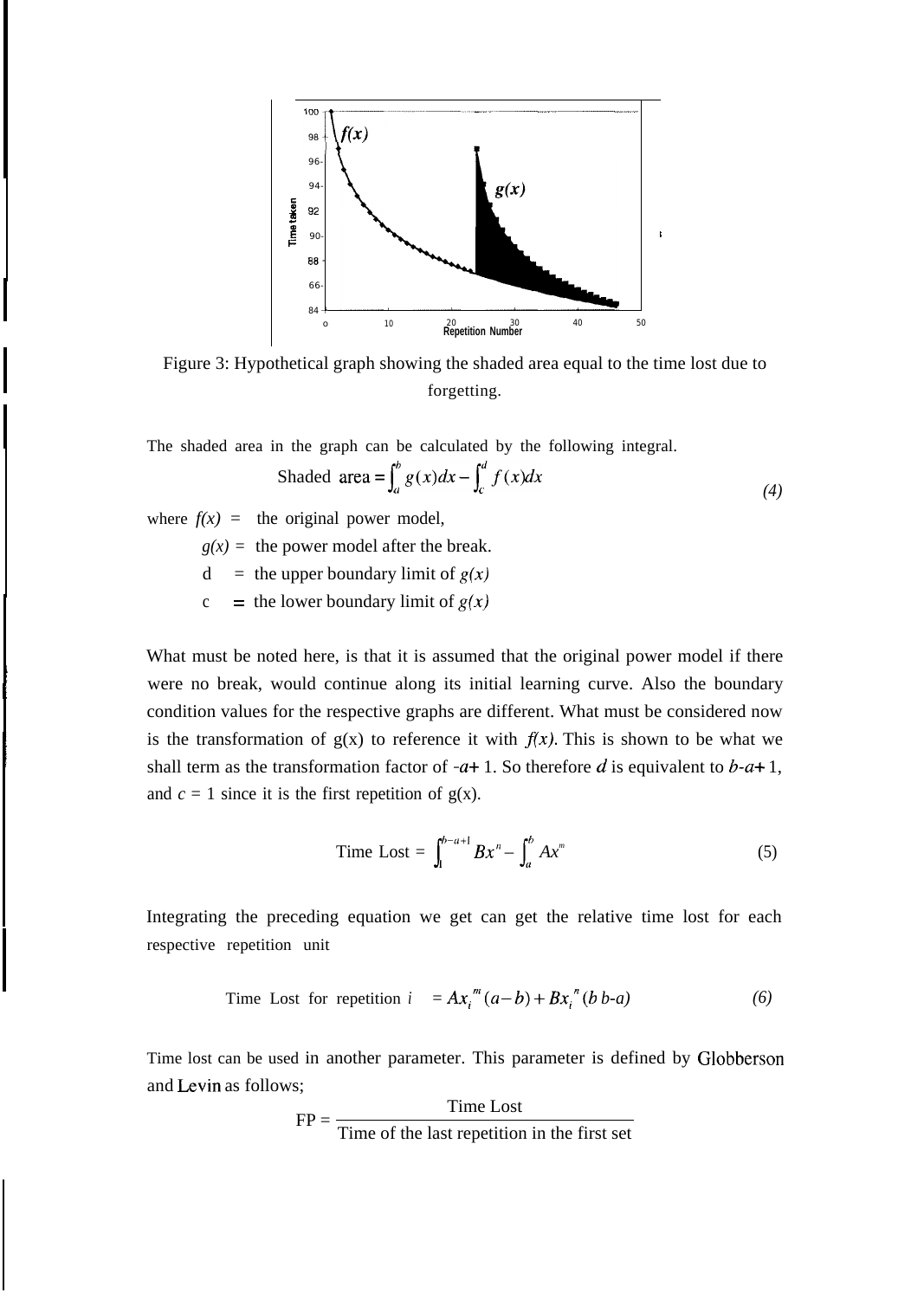Figure 3: Hypothetical graph showing the shaded area equal to the time lost due to forgetting.

The shaded area in the graph can be calculated by the following integral.

$$\text{Shaded area} = \int_a^b g(x)dx - \int_c^d f(x)dx \tag{4}$$

where $f(x)$ = the original power model,

$g(x)$ = the power model after the break.

d = the upper boundary limit of $g(x)$

c = the lower boundary limit of $g(x)$

What must be noted here, is that it is assumed that the original power model if there were no break, would continue along its initial learning curve. Also the boundary condition values for the respective graphs are different. What must be considered now is the transformation of g(x) to reference it with $f(x)$. This is shown to be what we shall term as the transformation factor of $-a+1$. So therefore $d$ is equivalent to $b-a+1$, and $c = 1$ since it is the first repetition of g(x).

$$\text{Time Lost} = \int_1^{b-a+1} Bx^n - \int_a^b Ax^m \tag{5}$$

Integrating the preceding equation we get can get the relative time lost for each respective repetition unit

$$\text{Time Lost for repetition } i = Ax_i^{\,m}(a-b) + Bx_i^{\,n}(b\ b\text{-}a) \tag{6}$$

Time lost can be used in another parameter. This parameter is defined by Globberson and Levin as follows;

$$\text{FP} = \frac{\text{Time Lost}}{\text{Time of the last repetition in the first set}}$$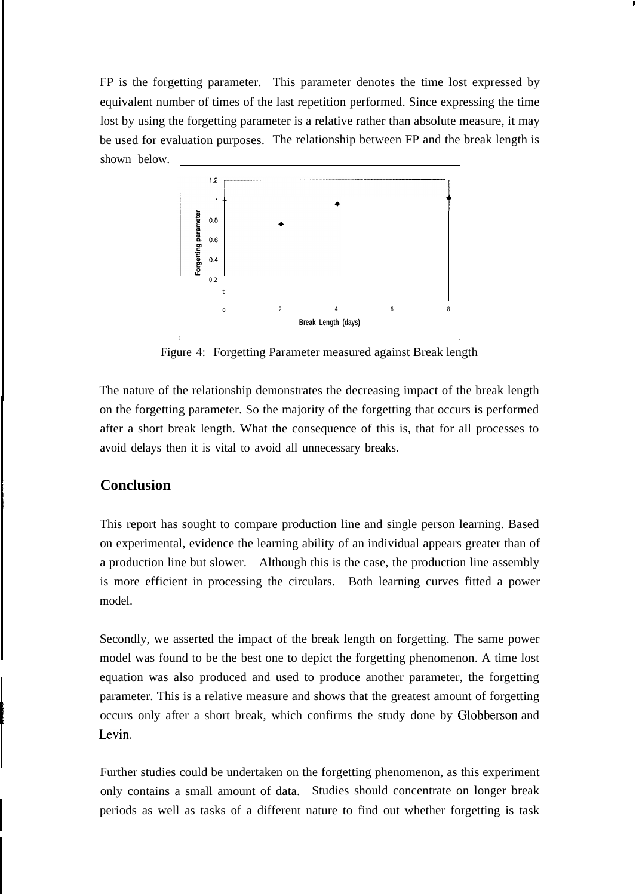FP is the forgetting parameter. This parameter denotes the time lost expressed by equivalent number of times of the last repetition performed. Since expressing the time lost by using the forgetting parameter is a relative rather than absolute measure, it may be used for evaluation purposes. The relationship between FP and the break length is shown below.

Figure 4: Forgetting Parameter measured against Break length

The nature of the relationship demonstrates the decreasing impact of the break length on the forgetting parameter. So the majority of the forgetting that occurs is performed after a short break length. What the consequence of this is, that for all processes to avoid delays then it is vital to avoid all unnecessary breaks.

## Conclusion

This report has sought to compare production line and single person learning. Based on experimental, evidence the learning ability of an individual appears greater than of a production line but slower. Although this is the case, the production line assembly is more efficient in processing the circulars. Both learning curves fitted a power model.

Secondly, we asserted the impact of the break length on forgetting. The same power model was found to be the best one to depict the forgetting phenomenon. A time lost equation was also produced and used to produce another parameter, the forgetting parameter. This is a relative measure and shows that the greatest amount of forgetting occurs only after a short break, which confirms the study done by Globberson and Levin.

Further studies could be undertaken on the forgetting phenomenon, as this experiment only contains a small amount of data. Studies should concentrate on longer break periods as well as tasks of a different nature to find out whether forgetting is task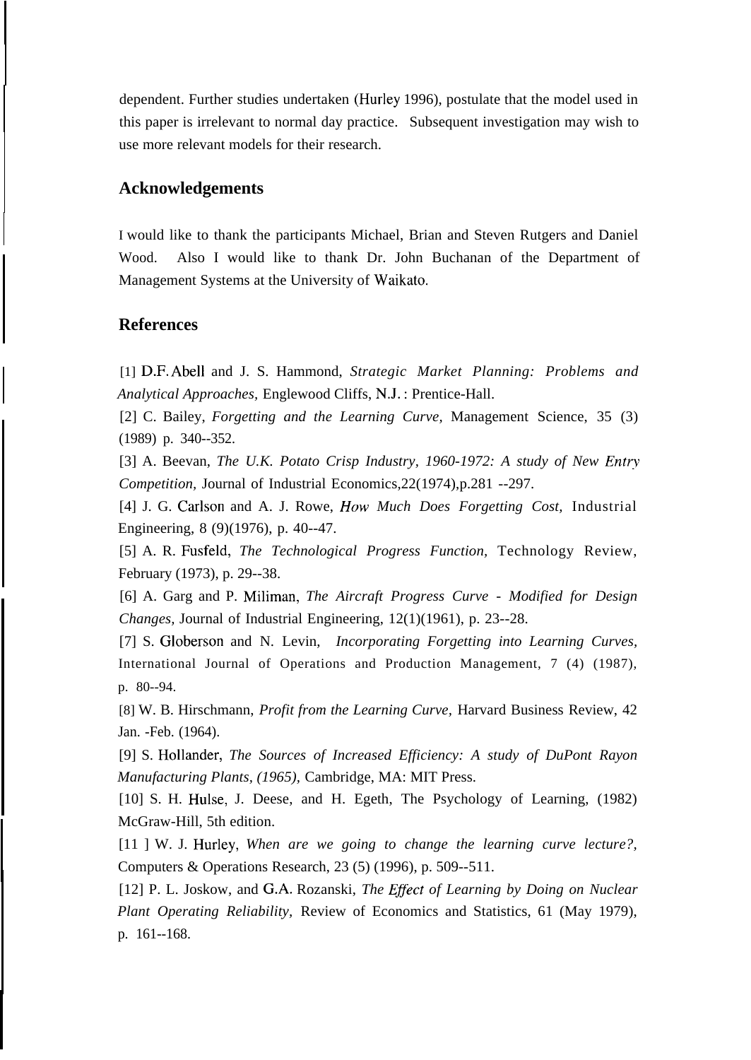dependent. Further studies undertaken (Hurley 1996), postulate that the model used in this paper is irrelevant to normal day practice. Subsequent investigation may wish to use more relevant models for their research.

## Acknowledgements

I would like to thank the participants Michael, Brian and Steven Rutgers and Daniel Wood. Also I would like to thank Dr. John Buchanan of the Department of Management Systems at the University of Waikato.

## References

[1] D.F. Abell and J. S. Hammond, *Strategic Market Planning: Problems and Analytical Approaches,* Englewood Cliffs, N.J. : Prentice-Hall.

[2] C. Bailey, *Forgetting and the Learning Curve,* Management Science, 35 (3) (1989) p. 340--352.

[3] A. Beevan, *The U.K. Potato Crisp Industry, 1960-1972: A study of New Entry Competition,* Journal of Industrial Economics,22(1974),p.281 --297.

[4] J. G. Carlson and A. J. Rowe, *How Much Does Forgetting Cost,* Industrial Engineering, 8 (9)(1976), p. 40--47.

[5] A. R. Fusfeld, *The Technological Progress Function,* Technology Review, February (1973), p. 29--38.

[6] A. Garg and P. Miliman, *The Aircraft Progress Curve - Modified for Design Changes,* Journal of Industrial Engineering, 12(1)(1961), p. 23--28.

[7] S. Globerson and N. Levin, *Incorporating Forgetting into Learning Curves,* International Journal of Operations and Production Management, 7 (4) (1987), p. 80--94.

[8] W. B. Hirschmann, *Profit from the Learning Curve,* Harvard Business Review, 42 Jan. -Feb. (1964).

[9] S. Hollander, *The Sources of Increased Efficiency: A study of DuPont Rayon Manufacturing Plants, (1965),* Cambridge, MA: MIT Press.

[10] S. H. Hulse, J. Deese, and H. Egeth, The Psychology of Learning, (1982) McGraw-Hill, 5th edition.

[11 ] W. J. Hurley, *When are we going to change the learning curve lecture?,* Computers & Operations Research, 23 (5) (1996), p. 509--511.

[12] P. L. Joskow, and G.A. Rozanski, *The Effect of Learning by Doing on Nuclear Plant Operating Reliability,* Review of Economics and Statistics, 61 (May 1979), p. 161--168.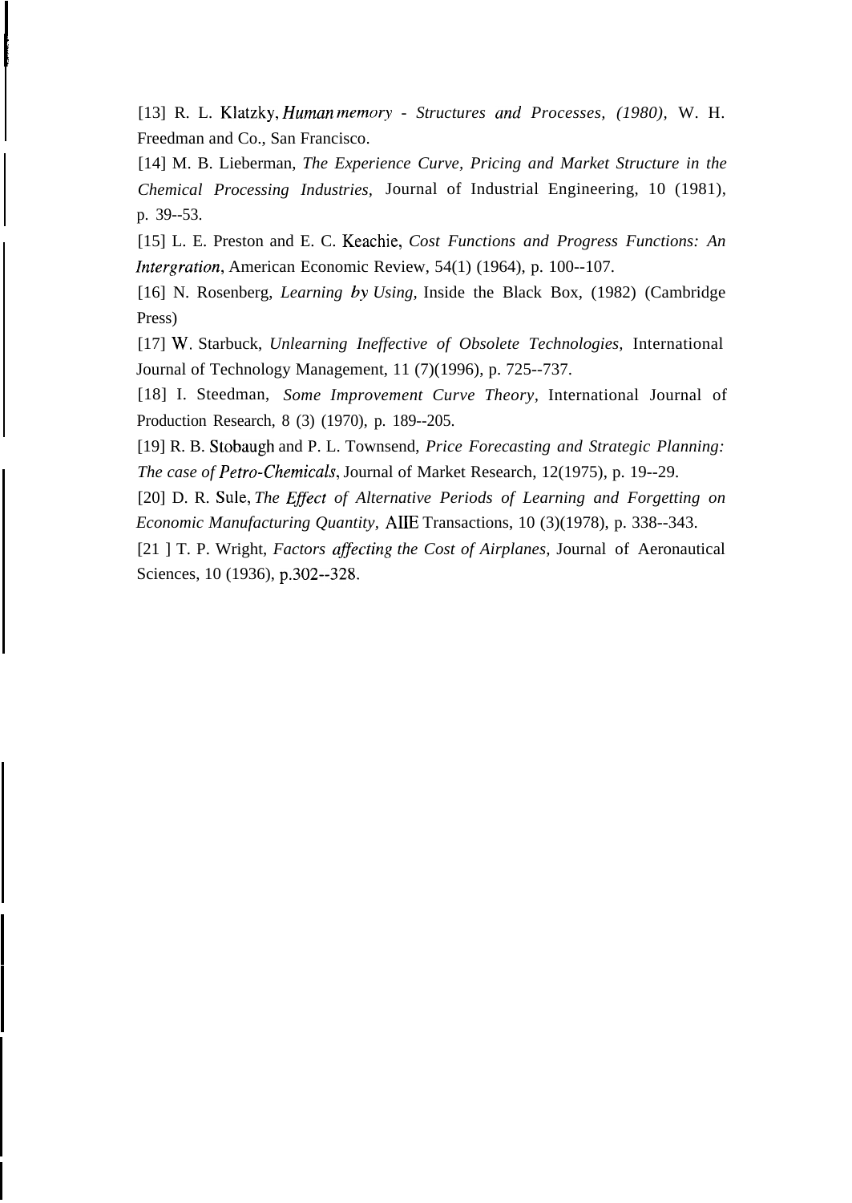[13] R. L. Klatzky, *Human memory - Structures and Processes, (1980),* W. H. Freedman and Co., San Francisco.

[14] M. B. Lieberman, *The Experience Curve, Pricing and Market Structure in the Chemical Processing Industries,* Journal of Industrial Engineering, 10 (1981), p. 39--53.

[15] L. E. Preston and E. C. Keachie, *Cost Functions and Progress Functions: An Intergration*, American Economic Review, 54(1) (1964), p. 100--107.

[16] N. Rosenberg, *Learning by Using*, Inside the Black Box, (1982) (Cambridge Press)

[17] W. Starbuck, *Unlearning Ineffective of Obsolete Technologies,* International Journal of Technology Management, 11 (7)(1996), p. 725--737.

[18] I. Steedman, *Some Improvement Curve Theory*, International Journal of Production Research, 8 (3) (1970), p. 189--205.

[19] R. B. Stobaugh and P. L. Townsend, *Price Forecasting and Strategic Planning: The case of Petro-Chemicals*, Journal of Market Research, 12(1975), p. 19--29.

[20] D. R. Sule, *The Effect of Alternative Periods of Learning and Forgetting on Economic Manufacturing Quantity,* AIIE Transactions, 10 (3)(1978), p. 338--343.

[21 ] T. P. Wright, *Factors affecting the Cost of Airplanes,* Journal of Aeronautical Sciences, 10 (1936), p.302--328.